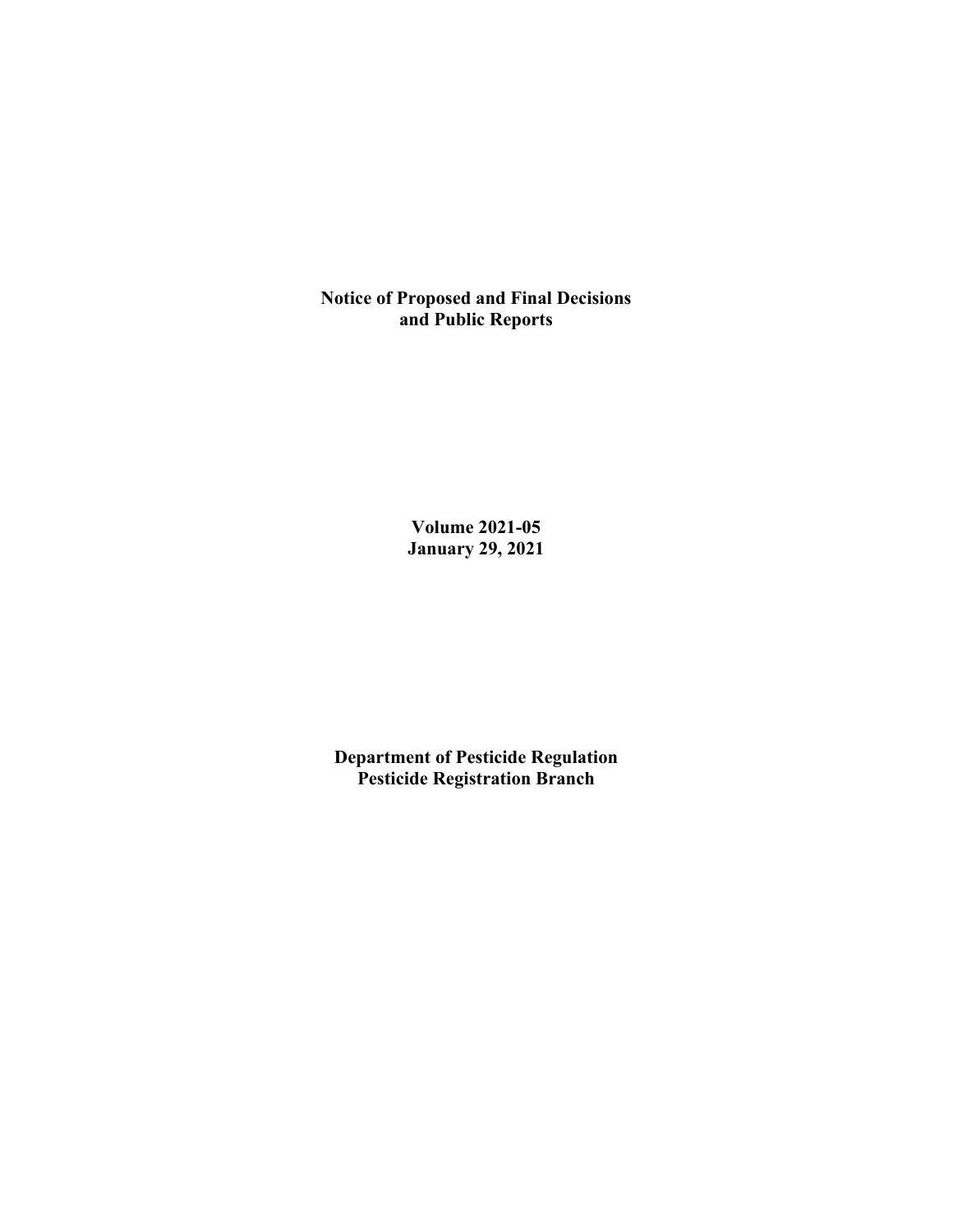# Notice of Proposed and Final Decisions and Public Reports

**Volume 2021-05**
**January 29, 2021**

**Department of Pesticide Regulation**
**Pesticide Registration Branch**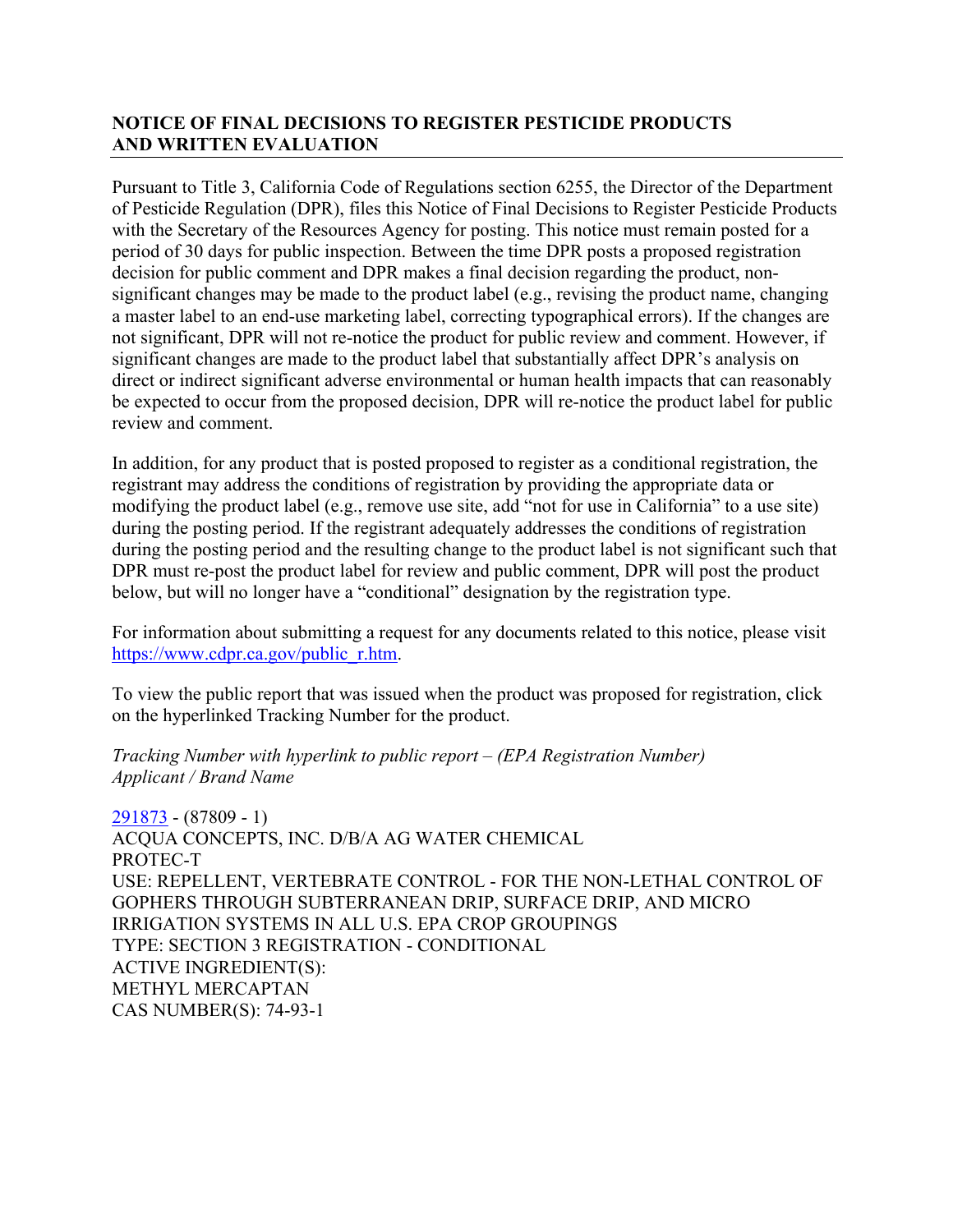## NOTICE OF FINAL DECISIONS TO REGISTER PESTICIDE PRODUCTS AND WRITTEN EVALUATION

Pursuant to Title 3, California Code of Regulations section 6255, the Director of the Department of Pesticide Regulation (DPR), files this Notice of Final Decisions to Register Pesticide Products with the Secretary of the Resources Agency for posting. This notice must remain posted for a period of 30 days for public inspection. Between the time DPR posts a proposed registration decision for public comment and DPR makes a final decision regarding the product, non-significant changes may be made to the product label (e.g., revising the product name, changing a master label to an end-use marketing label, correcting typographical errors). If the changes are not significant, DPR will not re-notice the product for public review and comment. However, if significant changes are made to the product label that substantially affect DPR's analysis on direct or indirect significant adverse environmental or human health impacts that can reasonably be expected to occur from the proposed decision, DPR will re-notice the product label for public review and comment.

In addition, for any product that is posted proposed to register as a conditional registration, the registrant may address the conditions of registration by providing the appropriate data or modifying the product label (e.g., remove use site, add "not for use in California" to a use site) during the posting period. If the registrant adequately addresses the conditions of registration during the posting period and the resulting change to the product label is not significant such that DPR must re-post the product label for review and public comment, DPR will post the product below, but will no longer have a "conditional" designation by the registration type.

For information about submitting a request for any documents related to this notice, please visit https://www.cdpr.ca.gov/public_r.htm.

To view the public report that was issued when the product was proposed for registration, click on the hyperlinked Tracking Number for the product.

*Tracking Number with hyperlink to public report – (EPA Registration Number)*
*Applicant / Brand Name*

291873 - (87809 - 1)
ACQUA CONCEPTS, INC. D/B/A AG WATER CHEMICAL
PROTEC-T
USE: REPELLENT, VERTEBRATE CONTROL - FOR THE NON-LETHAL CONTROL OF GOPHERS THROUGH SUBTERRANEAN DRIP, SURFACE DRIP, AND MICRO IRRIGATION SYSTEMS IN ALL U.S. EPA CROP GROUPINGS
TYPE: SECTION 3 REGISTRATION - CONDITIONAL
ACTIVE INGREDIENT(S):
METHYL MERCAPTAN
CAS NUMBER(S): 74-93-1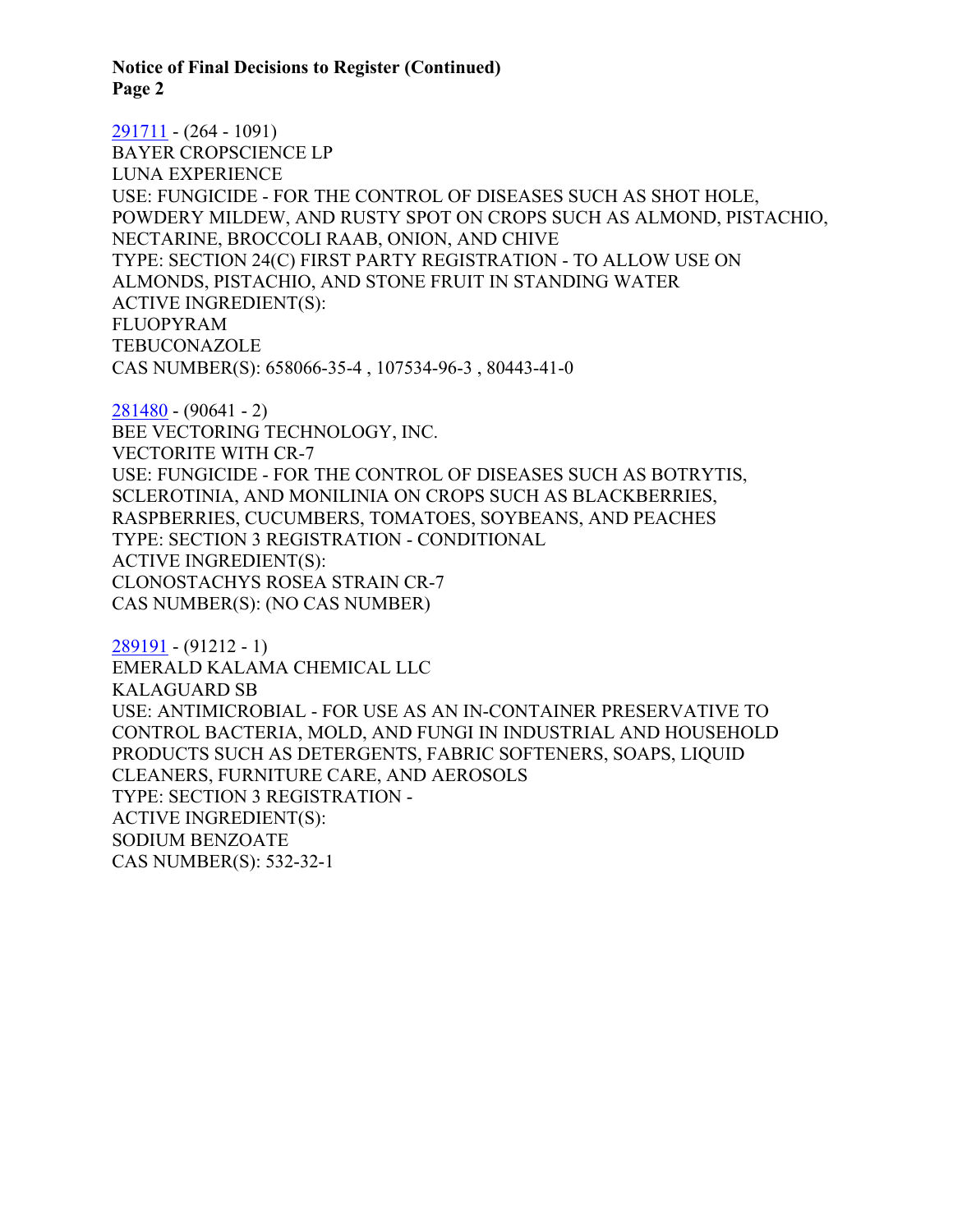**Notice of Final Decisions to Register (Continued)**
**Page 2**

291711 - (264 - 1091)
BAYER CROPSCIENCE LP
LUNA EXPERIENCE
USE: FUNGICIDE - FOR THE CONTROL OF DISEASES SUCH AS SHOT HOLE, POWDERY MILDEW, AND RUSTY SPOT ON CROPS SUCH AS ALMOND, PISTACHIO, NECTARINE, BROCCOLI RAAB, ONION, AND CHIVE
TYPE: SECTION 24(C) FIRST PARTY REGISTRATION - TO ALLOW USE ON ALMONDS, PISTACHIO, AND STONE FRUIT IN STANDING WATER
ACTIVE INGREDIENT(S):
FLUOPYRAM
TEBUCONAZOLE
CAS NUMBER(S): 658066-35-4 , 107534-96-3 , 80443-41-0

281480 - (90641 - 2)
BEE VECTORING TECHNOLOGY, INC.
VECTORITE WITH CR-7
USE: FUNGICIDE - FOR THE CONTROL OF DISEASES SUCH AS BOTRYTIS, SCLEROTINIA, AND MONILINIA ON CROPS SUCH AS BLACKBERRIES, RASPBERRIES, CUCUMBERS, TOMATOES, SOYBEANS, AND PEACHES
TYPE: SECTION 3 REGISTRATION - CONDITIONAL
ACTIVE INGREDIENT(S):
CLONOSTACHYS ROSEA STRAIN CR-7
CAS NUMBER(S): (NO CAS NUMBER)

289191 - (91212 - 1)
EMERALD KALAMA CHEMICAL LLC
KALAGUARD SB
USE: ANTIMICROBIAL - FOR USE AS AN IN-CONTAINER PRESERVATIVE TO CONTROL BACTERIA, MOLD, AND FUNGI IN INDUSTRIAL AND HOUSEHOLD PRODUCTS SUCH AS DETERGENTS, FABRIC SOFTENERS, SOAPS, LIQUID CLEANERS, FURNITURE CARE, AND AEROSOLS
TYPE: SECTION 3 REGISTRATION -
ACTIVE INGREDIENT(S):
SODIUM BENZOATE
CAS NUMBER(S): 532-32-1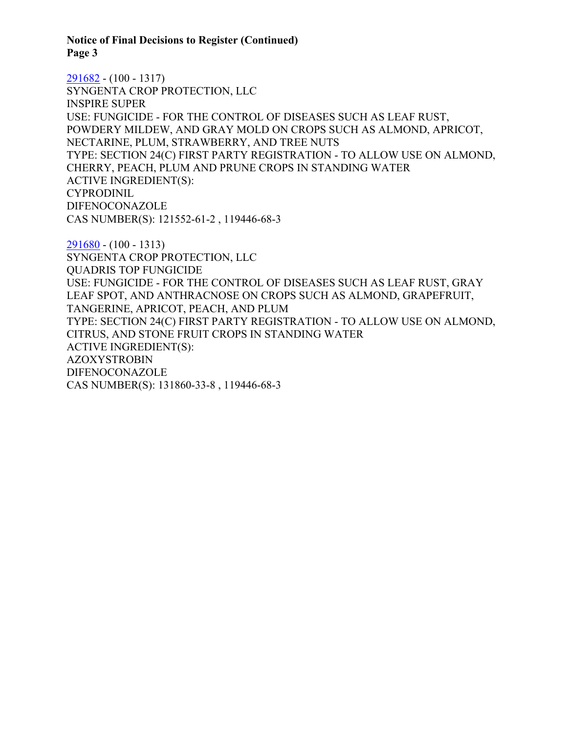[291682](#) - (100 - 1317)
SYNGENTA CROP PROTECTION, LLC
INSPIRE SUPER
USE: FUNGICIDE - FOR THE CONTROL OF DISEASES SUCH AS LEAF RUST, POWDERY MILDEW, AND GRAY MOLD ON CROPS SUCH AS ALMOND, APRICOT, NECTARINE, PLUM, STRAWBERRY, AND TREE NUTS
TYPE: SECTION 24(C) FIRST PARTY REGISTRATION - TO ALLOW USE ON ALMOND, CHERRY, PEACH, PLUM AND PRUNE CROPS IN STANDING WATER
ACTIVE INGREDIENT(S):
CYPRODINIL
DIFENOCONAZOLE
CAS NUMBER(S): 121552-61-2 , 119446-68-3

[291680](#) - (100 - 1313)
SYNGENTA CROP PROTECTION, LLC
QUADRIS TOP FUNGICIDE
USE: FUNGICIDE - FOR THE CONTROL OF DISEASES SUCH AS LEAF RUST, GRAY LEAF SPOT, AND ANTHRACNOSE ON CROPS SUCH AS ALMOND, GRAPEFRUIT, TANGERINE, APRICOT, PEACH, AND PLUM
TYPE: SECTION 24(C) FIRST PARTY REGISTRATION - TO ALLOW USE ON ALMOND, CITRUS, AND STONE FRUIT CROPS IN STANDING WATER
ACTIVE INGREDIENT(S):
AZOXYSTROBIN
DIFENOCONAZOLE
CAS NUMBER(S): 131860-33-8 , 119446-68-3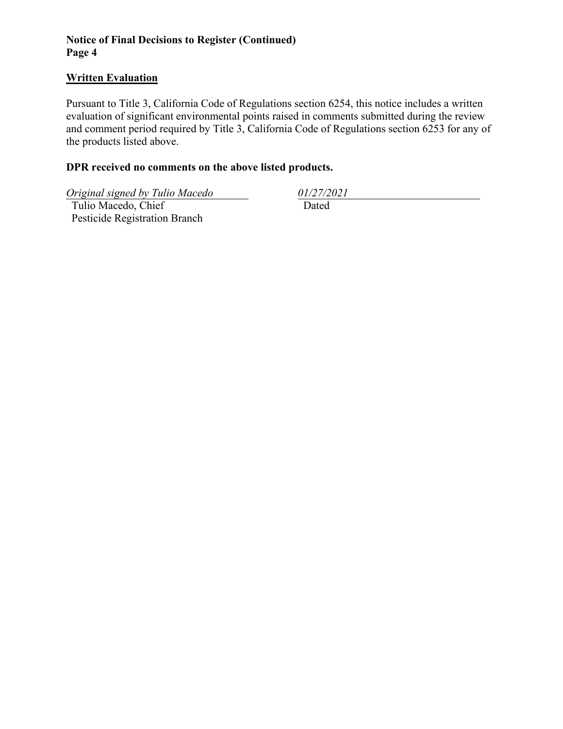**Notice of Final Decisions to Register (Continued)**
**Page 4**

## Written Evaluation

Pursuant to Title 3, California Code of Regulations section 6254, this notice includes a written evaluation of significant environmental points raised in comments submitted during the review and comment period required by Title 3, California Code of Regulations section 6253 for any of the products listed above.

**DPR received no comments on the above listed products.**

*Original signed by Tulio Macedo*
Tulio Macedo, Chief
Pesticide Registration Branch

*01/27/2021*
Dated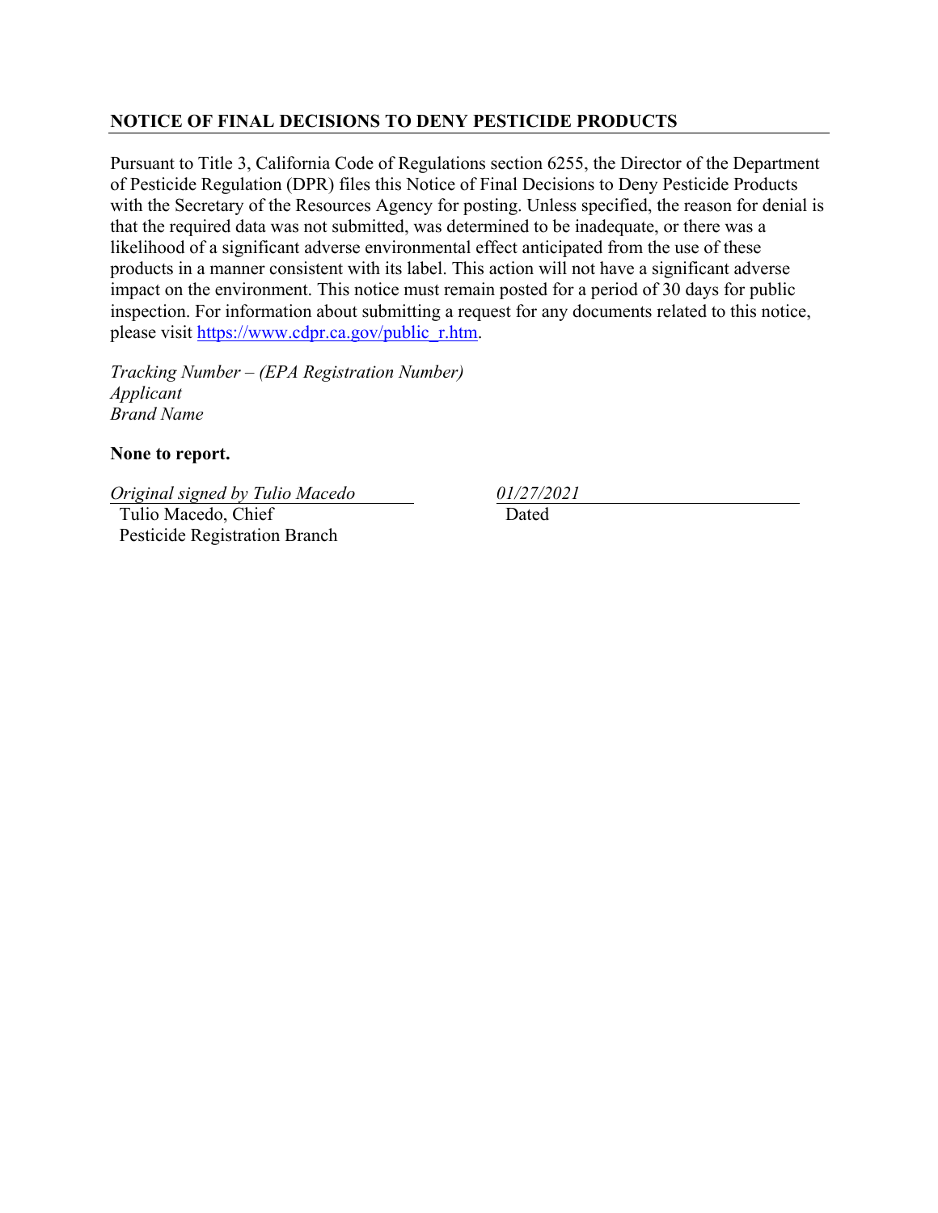## NOTICE OF FINAL DECISIONS TO DENY PESTICIDE PRODUCTS

Pursuant to Title 3, California Code of Regulations section 6255, the Director of the Department of Pesticide Regulation (DPR) files this Notice of Final Decisions to Deny Pesticide Products with the Secretary of the Resources Agency for posting. Unless specified, the reason for denial is that the required data was not submitted, was determined to be inadequate, or there was a likelihood of a significant adverse environmental effect anticipated from the use of these products in a manner consistent with its label. This action will not have a significant adverse impact on the environment. This notice must remain posted for a period of 30 days for public inspection. For information about submitting a request for any documents related to this notice, please visit https://www.cdpr.ca.gov/public_r.htm.

*Tracking Number – (EPA Registration Number)*
*Applicant*
*Brand Name*

**None to report.**

*Original signed by Tulio Macedo*
Tulio Macedo, Chief
Pesticide Registration Branch

*01/27/2021*
Dated